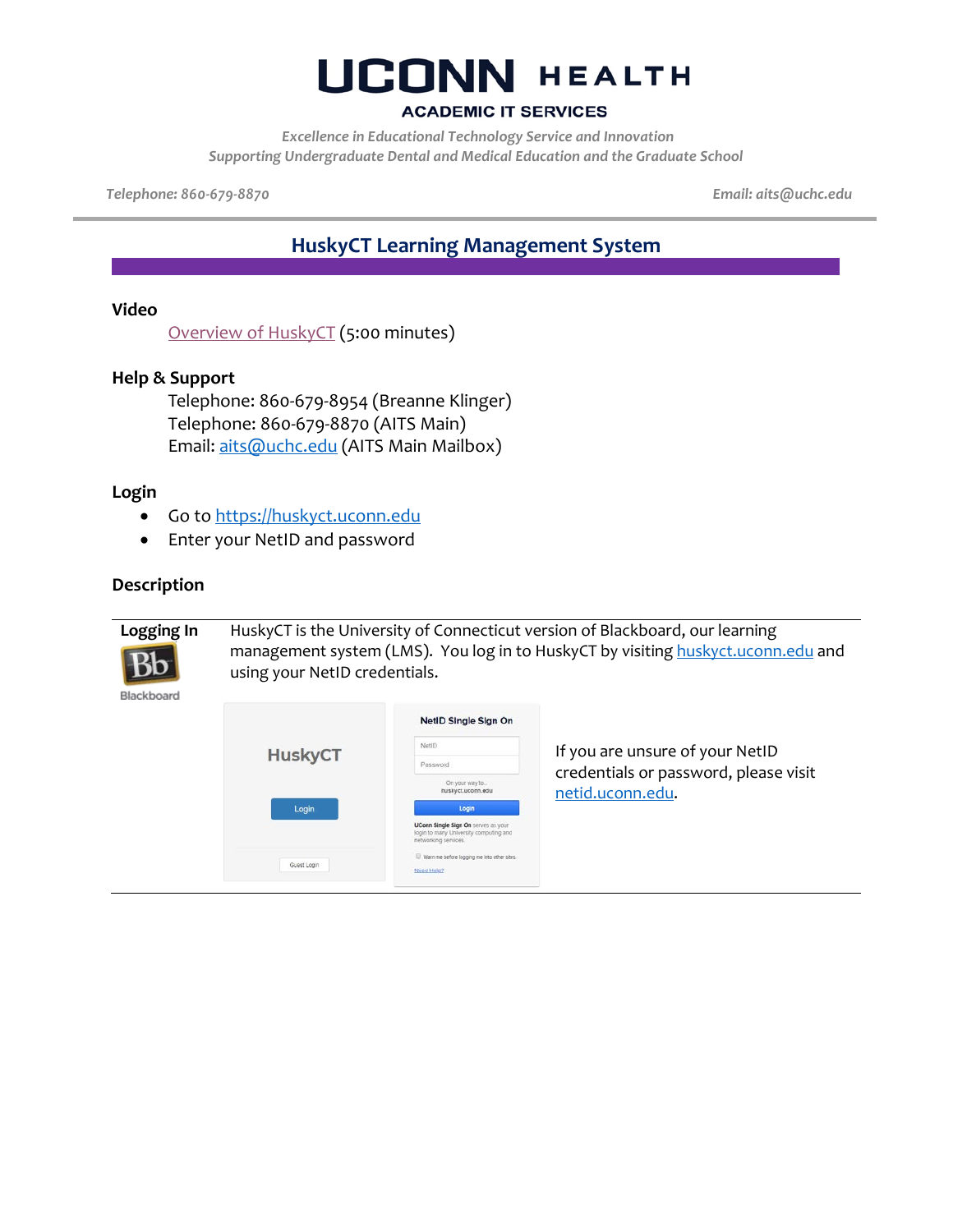# UCONN HEALTH

**ACADEMIC IT SERVICES**

*Excellence in Educational Technology Service and Innovation*
*Supporting Undergraduate Dental and Medical Education and the Graduate School*

*Telephone: 860-679-8870* *Email: aits@uchc.edu*

## HuskyCT Learning Management System

### Video

Overview of HuskyCT (5:00 minutes)

### Help & Support

Telephone: 860-679-8954 (Breanne Klinger)
Telephone: 860-679-8870 (AITS Main)
Email: aits@uchc.edu (AITS Main Mailbox)

### Login

- Go to https://huskyct.uconn.edu
- Enter your NetID and password

### Description

**Logging In**

HuskyCT is the University of Connecticut version of Blackboard, our learning management system (LMS). You log in to HuskyCT by visiting huskyct.uconn.edu and using your NetID credentials.

If you are unsure of your NetID credentials or password, please visit netid.uconn.edu.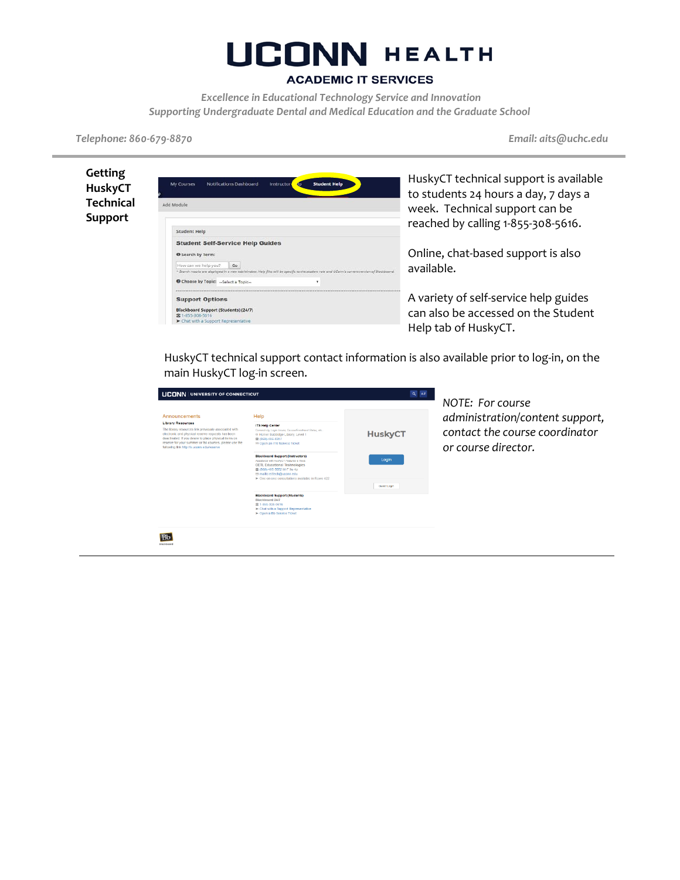# UCONN HEALTH

**ACADEMIC IT SERVICES**

*Excellence in Educational Technology Service and Innovation*
*Supporting Undergraduate Dental and Medical Education and the Graduate School*

*Telephone: 860-679-8870* *Email: aits@uchc.edu*

---

## Getting HuskyCT Technical Support

HuskyCT technical support is available to students 24 hours a day, 7 days a week. Technical support can be reached by calling 1-855-308-5616.

Online, chat-based support is also available.

A variety of self-service help guides can also be accessed on the Student Help tab of HuskyCT.

HuskyCT technical support contact information is also available prior to log-in, on the main HuskyCT log-in screen.

*NOTE: For course administration/content support, contact the course coordinator or course director.*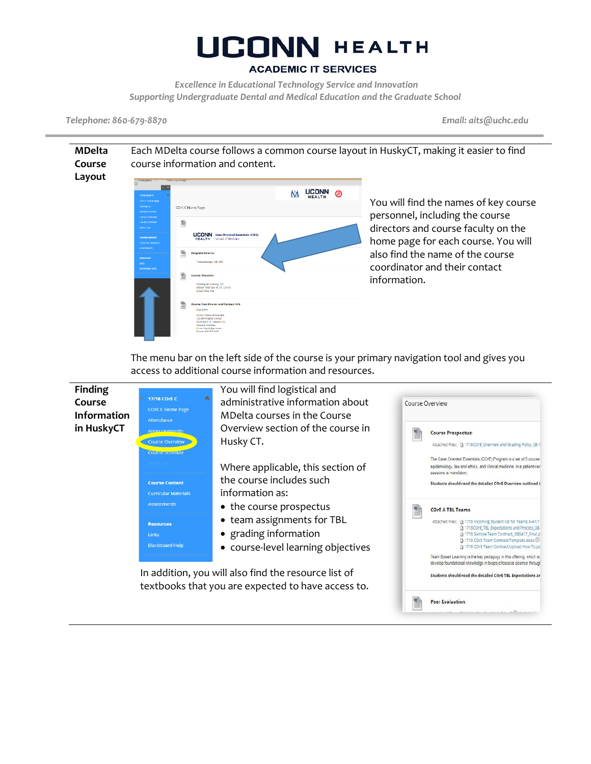# UCONN HEALTH

## ACADEMIC IT SERVICES

*Excellence in Educational Technology Service and Innovation*
*Supporting Undergraduate Dental and Medical Education and the Graduate School*

*Telephone: 860-679-8870* | *Email: aits@uchc.edu*

---

**MDelta Course Layout**

Each MDelta course follows a common course layout in HuskyCT, making it easier to find course information and content.

You will find the names of key course personnel, including the course directors and course faculty on the home page for each course. You will also find the name of the course coordinator and their contact information.

The menu bar on the left side of the course is your primary navigation tool and gives you access to additional course information and resources.

---

**Finding Course Information in HuskyCT**

You will find logistical and administrative information about MDelta courses in the Course Overview section of the course in Husky CT.

Where applicable, this section of the course includes such information as:

- the course prospectus
- team assignments for TBL
- grading information
- course-level learning objectives

In addition, you will also find the resource list of textbooks that you are expected to have access to.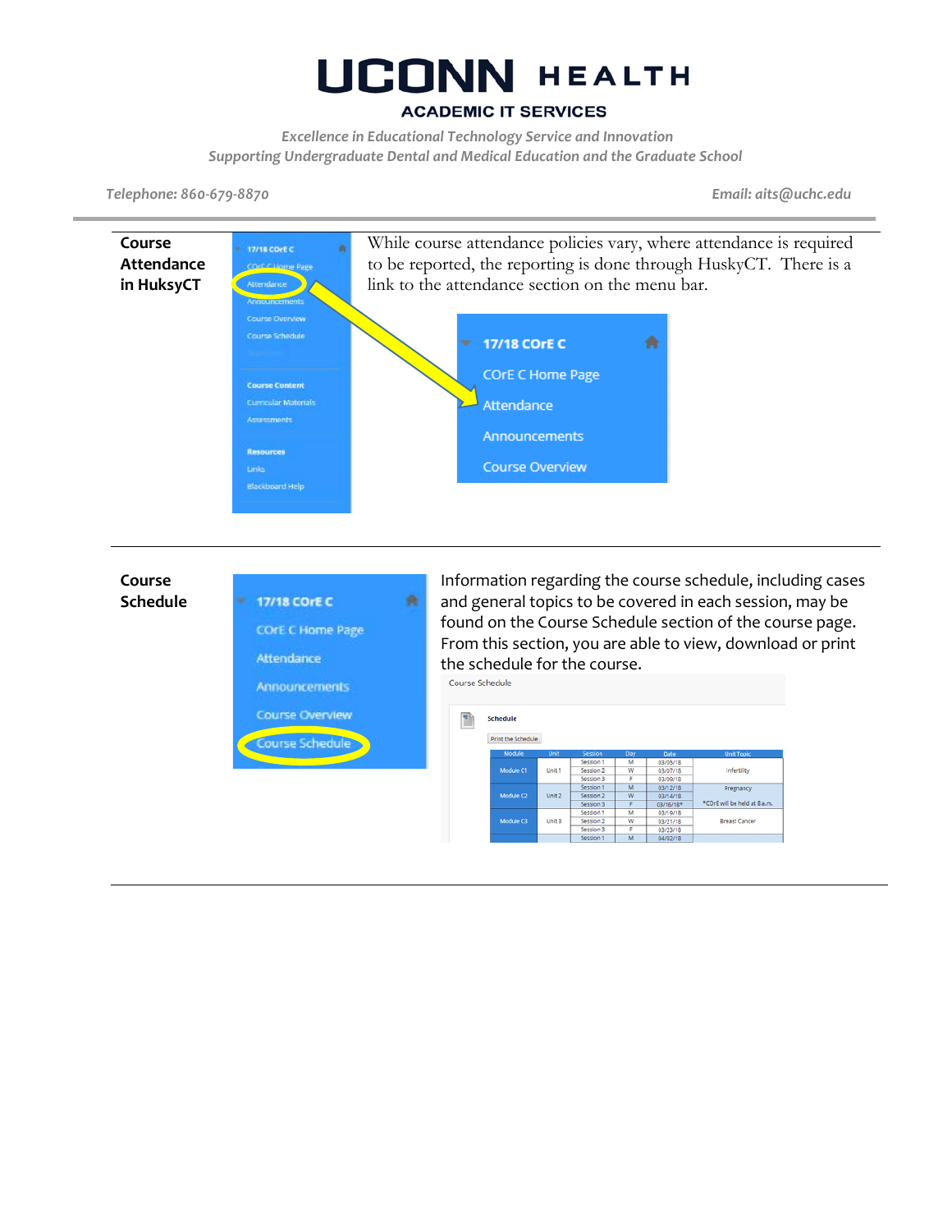# UCONN HEALTH

**ACADEMIC IT SERVICES**

*Excellence in Educational Technology Service and Innovation*
*Supporting Undergraduate Dental and Medical Education and the Graduate School*

*Telephone: 860-679-8870* *Email: aits@uchc.edu*

---

**Course Attendance in HuksyCT**

While course attendance policies vary, where attendance is required to be reported, the reporting is done through HuskyCT. There is a link to the attendance section on the menu bar.

---

**Course Schedule**

Information regarding the course schedule, including cases and general topics to be covered in each session, may be found on the Course Schedule section of the course page. From this section, you are able to view, download or print the schedule for the course.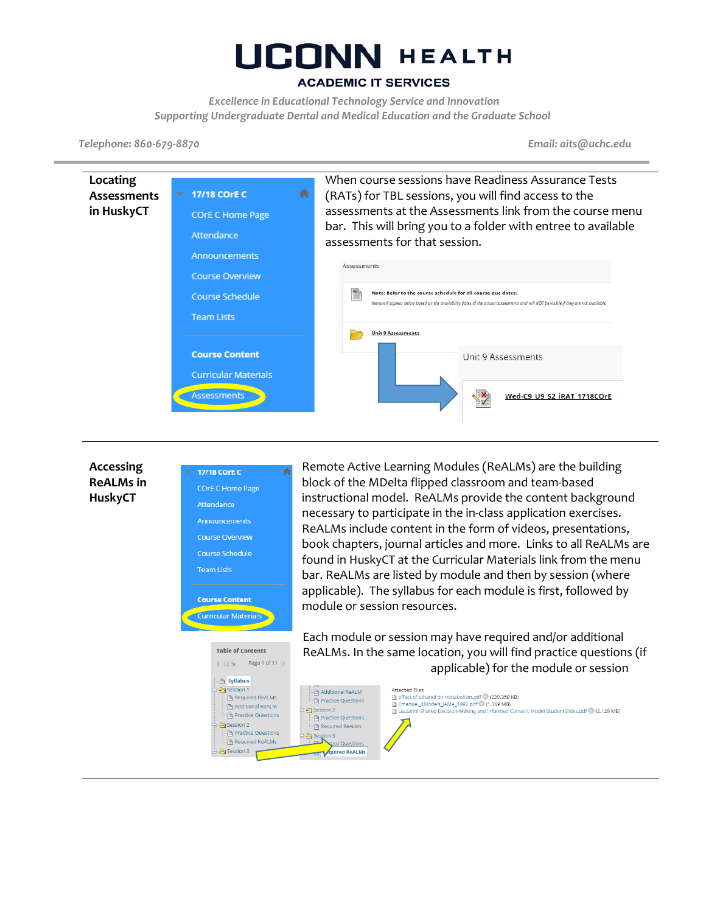# UCONN HEALTH

**ACADEMIC IT SERVICES**

*Excellence in Educational Technology Service and Innovation*
*Supporting Undergraduate Dental and Medical Education and the Graduate School*

*Telephone: 860-679-8870* *Email: aits@uchc.edu*

---

## Locating Assessments in HuskyCT

17/18 COrE C
COrE C Home Page
Attendance
Announcements
Course Overview
Course Schedule
Team Lists
Course Content
Curricular Materials
Assessments

When course sessions have Readiness Assurance Tests (RATs) for TBL sessions, you will find access to the assessments at the Assessments link from the course menu bar. This will bring you to a folder with entree to available assessments for that session.

Assessments

Note: Refer to the course schedule for all course due dates.
Items will appear below based on the availability dates of the actual assessments and will NOT be visible if they are not available.

Unit 9 Assessments

Unit 9 Assessments

Wed-C9 U9 S2 iRAT 1718COrE

---

## Accessing ReALMs in HuskyCT

17/18 COrE C
COrE C Home Page
Attendance
Announcements
Course Overview
Course Schedule
Team Lists
Course Content
Curricular Materials

Remote Active Learning Modules (ReALMs) are the building block of the MDelta flipped classroom and team-based instructional model. ReALMs provide the content background necessary to participate in the in-class application exercises. ReALMs include content in the form of videos, presentations, book chapters, journal articles and more. Links to all ReALMs are found in HuskyCT at the Curricular Materials link from the menu bar. ReALMs are listed by module and then by session (where applicable). The syllabus for each module is first, followed by module or session resources.

Each module or session may have required and/or additional ReALMs. In the same location, you will find practice questions (if applicable) for the module or session

Table of Contents
Page 1 of 11
Syllabus
Session 1
Required ReALMs
Additional ReALM
Practice Questions
Session 2
Practice Questions
Required ReALMs
Session 3

Additional ReALM
Practice Questions
Session 2
Practice Questions
Required ReALMs
Session 3
Practice Questions
Required ReALMs

Attached Files
effect of ethanol on metabolism.pdf (239.358 KB)
Emanuel_4Models_JAMA_1992.pdf (1.369 MB)
Lazzarini-Shared Decision-Making and Informed Consent Model-StudentSlides.pdf (2.129 MB)